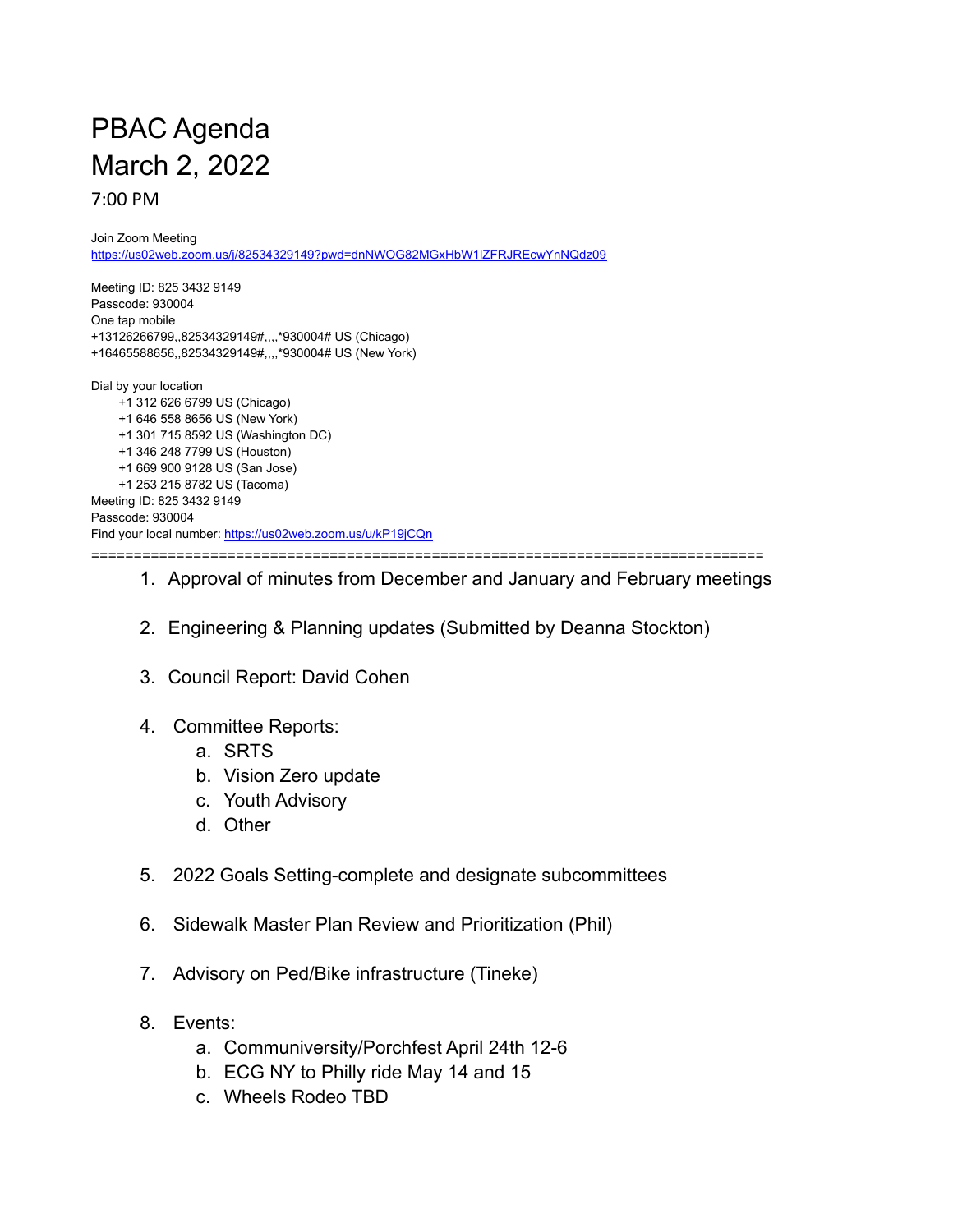# PBAC Agenda
# March 2, 2022

## 7:00 PM

Join Zoom Meeting
https://us02web.zoom.us/j/82534329149?pwd=dnNWOG82MGxHbW1lZFRJREcwYnNQdz09

Meeting ID: 825 3432 9149
Passcode: 930004
One tap mobile
+13126266799,,82534329149#,,,,*930004# US (Chicago)
+16465588656,,82534329149#,,,,*930004# US (New York)

Dial by your location
+1 312 626 6799 US (Chicago)
+1 646 558 8656 US (New York)
+1 301 715 8592 US (Washington DC)
+1 346 248 7799 US (Houston)
+1 669 900 9128 US (San Jose)
+1 253 215 8782 US (Tacoma)
Meeting ID: 825 3432 9149
Passcode: 930004
Find your local number: https://us02web.zoom.us/u/kP19jCQn

===========================================================================

1. Approval of minutes from December and January and February meetings
2. Engineering & Planning updates (Submitted by Deanna Stockton)
3. Council Report: David Cohen
4. Committee Reports:
   a. SRTS
   b. Vision Zero update
   c. Youth Advisory
   d. Other
5. 2022 Goals Setting-complete and designate subcommittees
6. Sidewalk Master Plan Review and Prioritization (Phil)
7. Advisory on Ped/Bike infrastructure (Tineke)
8. Events:
   a. Communiversity/Porchfest April 24th 12-6
   b. ECG NY to Philly ride May 14 and 15
   c. Wheels Rodeo TBD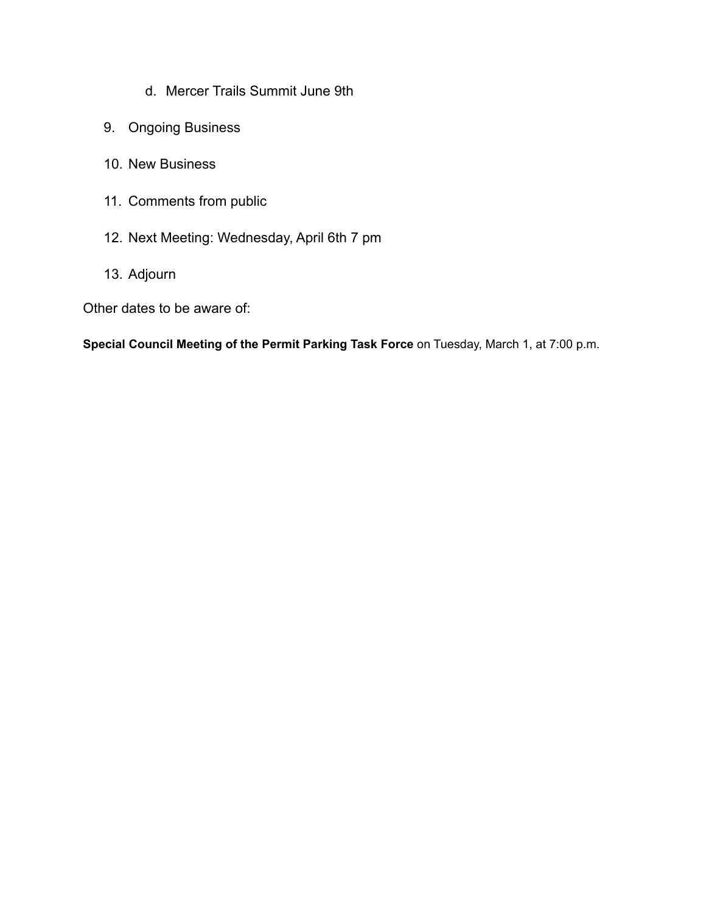d. Mercer Trails Summit June 9th

9. Ongoing Business
10. New Business
11. Comments from public
12. Next Meeting: Wednesday, April 6th 7 pm
13. Adjourn

Other dates to be aware of:

**Special Council Meeting of the Permit Parking Task Force** on Tuesday, March 1, at 7:00 p.m.